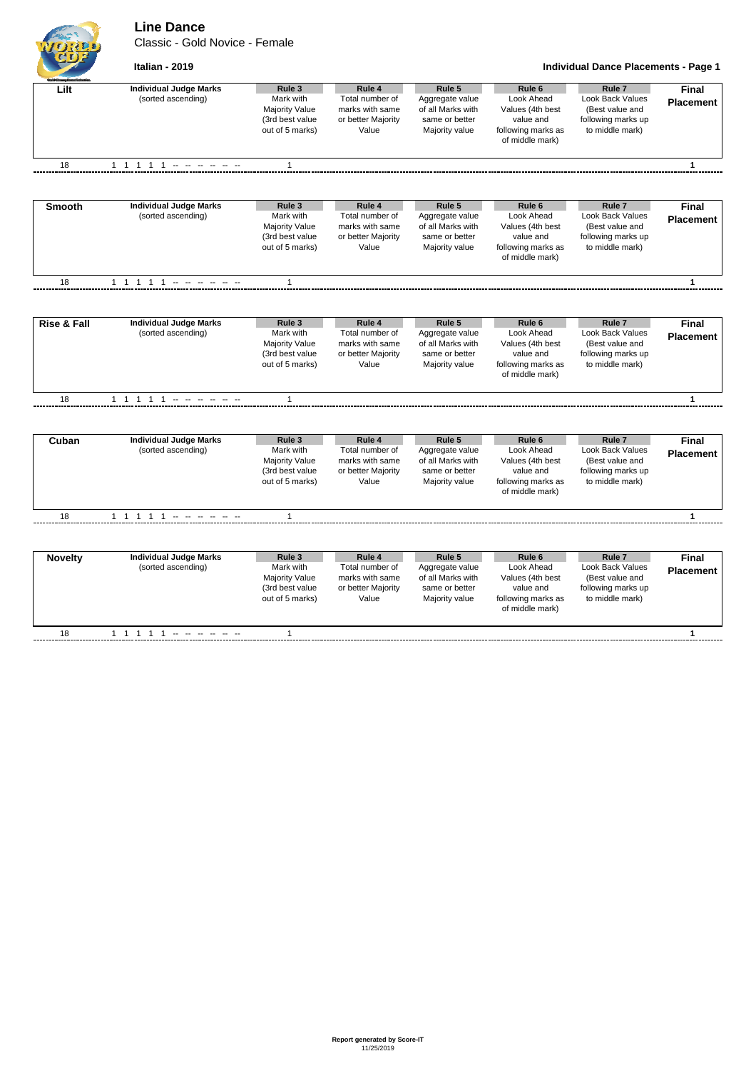# Line Dance

Classic - Gold Novice - Female

**Italian - 2019**

**Individual Dance Placements - Page 1**

| **Lilt** | **Individual Judge Marks** (sorted ascending) | **Rule 3** Mark with Majority Value (3rd best value out of 5 marks) | **Rule 4** Total number of marks with same or better Majority Value | **Rule 5** Aggregate value of all Marks with same or better Majority value | **Rule 6** Look Ahead Values (4th best value and following marks as of middle mark) | **Rule 7** Look Back Values (Best value and following marks up to middle mark) | **Final Placement** |
|---|---|---|---|---|---|---|---|
| 18 | 1 1 1 1 1 -- -- -- -- -- -- | 1 | | | | | 1 |

| **Smooth** | **Individual Judge Marks** (sorted ascending) | **Rule 3** Mark with Majority Value (3rd best value out of 5 marks) | **Rule 4** Total number of marks with same or better Majority Value | **Rule 5** Aggregate value of all Marks with same or better Majority value | **Rule 6** Look Ahead Values (4th best value and following marks as of middle mark) | **Rule 7** Look Back Values (Best value and following marks up to middle mark) | **Final Placement** |
|---|---|---|---|---|---|---|---|
| 18 | 1 1 1 1 1 -- -- -- -- -- -- | 1 | | | | | 1 |

| **Rise & Fall** | **Individual Judge Marks** (sorted ascending) | **Rule 3** Mark with Majority Value (3rd best value out of 5 marks) | **Rule 4** Total number of marks with same or better Majority Value | **Rule 5** Aggregate value of all Marks with same or better Majority value | **Rule 6** Look Ahead Values (4th best value and following marks as of middle mark) | **Rule 7** Look Back Values (Best value and following marks up to middle mark) | **Final Placement** |
|---|---|---|---|---|---|---|---|
| 18 | 1 1 1 1 1 -- -- -- -- -- -- | 1 | | | | | 1 |

| **Cuban** | **Individual Judge Marks** (sorted ascending) | **Rule 3** Mark with Majority Value (3rd best value out of 5 marks) | **Rule 4** Total number of marks with same or better Majority Value | **Rule 5** Aggregate value of all Marks with same or better Majority value | **Rule 6** Look Ahead Values (4th best value and following marks as of middle mark) | **Rule 7** Look Back Values (Best value and following marks up to middle mark) | **Final Placement** |
|---|---|---|---|---|---|---|---|
| 18 | 1 1 1 1 1 -- -- -- -- -- -- | 1 | | | | | 1 |

| **Novelty** | **Individual Judge Marks** (sorted ascending) | **Rule 3** Mark with Majority Value (3rd best value out of 5 marks) | **Rule 4** Total number of marks with same or better Majority Value | **Rule 5** Aggregate value of all Marks with same or better Majority value | **Rule 6** Look Ahead Values (4th best value and following marks as of middle mark) | **Rule 7** Look Back Values (Best value and following marks up to middle mark) | **Final Placement** |
|---|---|---|---|---|---|---|---|
| 18 | 1 1 1 1 1 -- -- -- -- -- -- | 1 | | | | | 1 |

**Report generated by Score-IT**
11/25/2019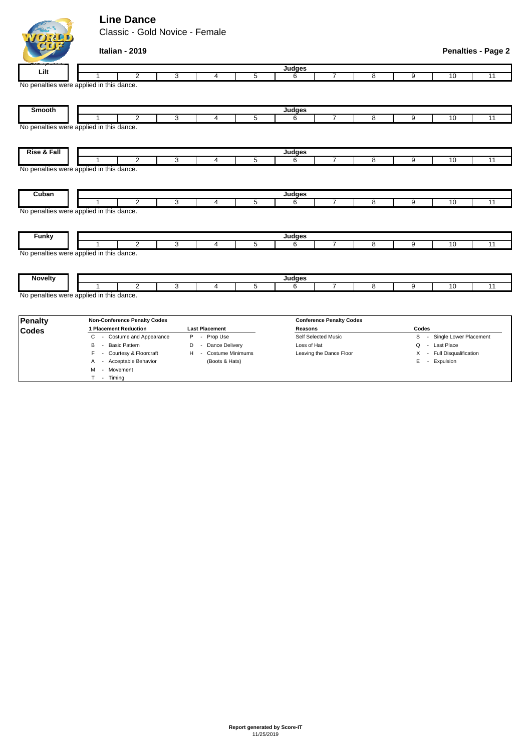# Line Dance

Classic - Gold Novice - Female

**Italian - 2019**

**Penalties - Page 2**

| Lilt | Judges | | | | | | | | | | |
|---|---|---|---|---|---|---|---|---|---|---|---|
| | 1 | 2 | 3 | 4 | 5 | 6 | 7 | 8 | 9 | 10 | 11 |

No penalties were applied in this dance.

| Smooth | Judges | | | | | | | | | | |
|---|---|---|---|---|---|---|---|---|---|---|---|
| | 1 | 2 | 3 | 4 | 5 | 6 | 7 | 8 | 9 | 10 | 11 |

No penalties were applied in this dance.

| Rise & Fall | Judges | | | | | | | | | | |
|---|---|---|---|---|---|---|---|---|---|---|---|
| | 1 | 2 | 3 | 4 | 5 | 6 | 7 | 8 | 9 | 10 | 11 |

No penalties were applied in this dance.

| Cuban | Judges | | | | | | | | | | |
|---|---|---|---|---|---|---|---|---|---|---|---|
| | 1 | 2 | 3 | 4 | 5 | 6 | 7 | 8 | 9 | 10 | 11 |

No penalties were applied in this dance.

| Funky | Judges | | | | | | | | | | |
|---|---|---|---|---|---|---|---|---|---|---|---|
| | 1 | 2 | 3 | 4 | 5 | 6 | 7 | 8 | 9 | 10 | 11 |

No penalties were applied in this dance.

| Novelty | Judges | | | | | | | | | | |
|---|---|---|---|---|---|---|---|---|---|---|---|
| | 1 | 2 | 3 | 4 | 5 | 6 | 7 | 8 | 9 | 10 | 11 |

No penalties were applied in this dance.

## Penalty Codes

**Non-Conference Penalty Codes**

| 1 Placement Reduction | Last Placement |
|---|---|
| C - Costume and Appearance | P - Prop Use |
| B - Basic Pattern | D - Dance Delivery |
| F - Courtesy & Floorcraft | H - Costume Minimums (Boots & Hats) |
| A - Acceptable Behavior | |
| M - Movement | |
| T - Timing | |

**Conference Penalty Codes**

| Reasons | Codes |
|---|---|
| Self Selected Music | S - Single Lower Placement |
| Loss of Hat | Q - Last Place |
| Leaving the Dance Floor | X - Full Disqualification |
| | E - Expulsion |

**Report generated by Score-IT**
11/25/2019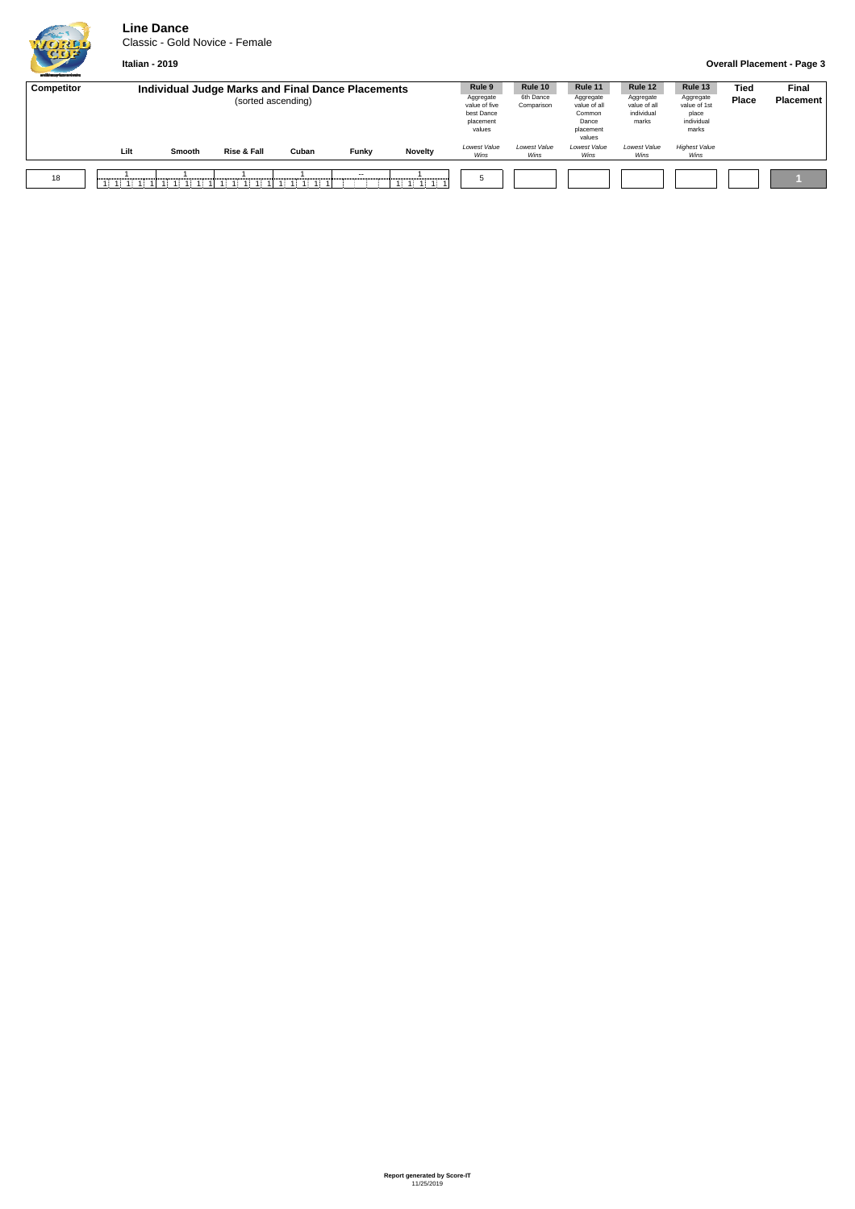# Line Dance

Classic - Gold Novice - Female

**Italian - 2019**

**Overall Placement - Page 3**

| Competitor | Individual Judge Marks and Final Dance Placements (sorted ascending) | | | | | | Rule 9 Aggregate value of five best Dance placement values | Rule 10 6th Dance Comparison | Rule 11 Aggregate value of all Common Dance placement values | Rule 12 Aggregate value of all individual marks | Rule 13 Aggregate value of 1st place individual marks | Tied Place | Final Placement |
|---|---|---|---|---|---|---|---|---|---|---|---|---|---|
| | Lilt | Smooth | Rise & Fall | Cuban | Funky | Novelty | *Lowest Value Wins* | *Lowest Value Wins* | *Lowest Value Wins* | *Lowest Value Wins* | *Highest Value Wins* | | |
| 18 | 1<br>1 1 1 1 1 | 1<br>1 1 1 1 1 | 1<br>1 1 1 1 1 | 1<br>1 1 1 1 1 | -- | 1<br>1 1 1 1 | 5 | | | | | | 1 |

**Report generated by Score-IT**
11/25/2019